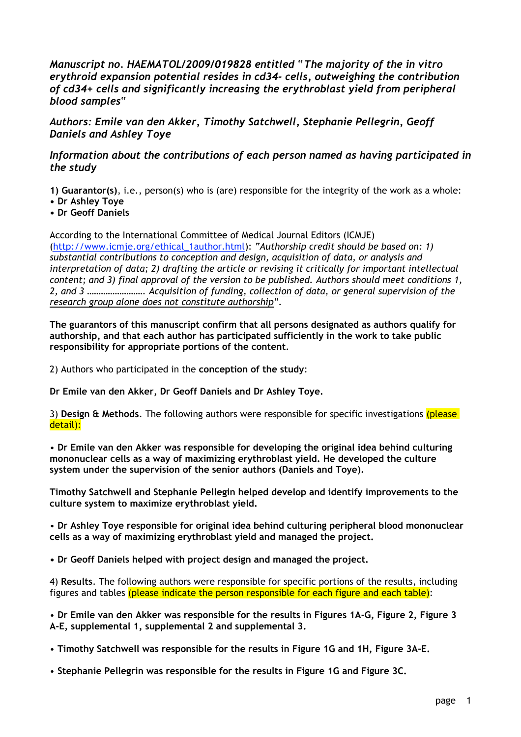***Manuscript no. HAEMATOL/2009/019828 entitled "The majority of the in vitro erythroid expansion potential resides in cd34- cells, outweighing the contribution of cd34+ cells and significantly increasing the erythroblast yield from peripheral blood samples"***

***Authors: Emile van den Akker, Timothy Satchwell, Stephanie Pellegrin, Geoff Daniels and Ashley Toye***

***Information about the contributions of each person named as having participated in the study***

**1) Guarantor(s)**, i.e., person(s) who is (are) responsible for the integrity of the work as a whole:

- **Dr Ashley Toye**
- **Dr Geoff Daniels**

According to the International Committee of Medical Journal Editors (ICMJE) (http://www.icmje.org/ethical_1author.html): *"Authorship credit should be based on: 1) substantial contributions to conception and design, acquisition of data, or analysis and interpretation of data; 2) drafting the article or revising it critically for important intellectual content; and 3) final approval of the version to be published. Authors should meet conditions 1, 2, and 3 ……………………. Acquisition of funding, collection of data, or general supervision of the research group alone does not constitute authorship".*

**The guarantors of this manuscript confirm that all persons designated as authors qualify for authorship, and that each author has participated sufficiently in the work to take public responsibility for appropriate portions of the content.**

2) Authors who participated in the **conception of the study**:

**Dr Emile van den Akker, Dr Geoff Daniels and Dr Ashley Toye.**

3) **Design & Methods**. The following authors were responsible for specific investigations (please detail):

- **Dr Emile van den Akker was responsible for developing the original idea behind culturing mononuclear cells as a way of maximizing erythroblast yield. He developed the culture system under the supervision of the senior authors (Daniels and Toye).**

**Timothy Satchwell and Stephanie Pellegin helped develop and identify improvements to the culture system to maximize erythroblast yield.**

- **Dr Ashley Toye responsible for original idea behind culturing peripheral blood mononuclear cells as a way of maximizing erythroblast yield and managed the project.**

- **Dr Geoff Daniels helped with project design and managed the project.**

4) **Results**. The following authors were responsible for specific portions of the results, including figures and tables (please indicate the person responsible for each figure and each table):

- **Dr Emile van den Akker was responsible for the results in Figures 1A-G, Figure 2, Figure 3 A-E, supplemental 1, supplemental 2 and supplemental 3.**

- **Timothy Satchwell was responsible for the results in Figure 1G and 1H, Figure 3A-E.**

- **Stephanie Pellegrin was responsible for the results in Figure 1G and Figure 3C.**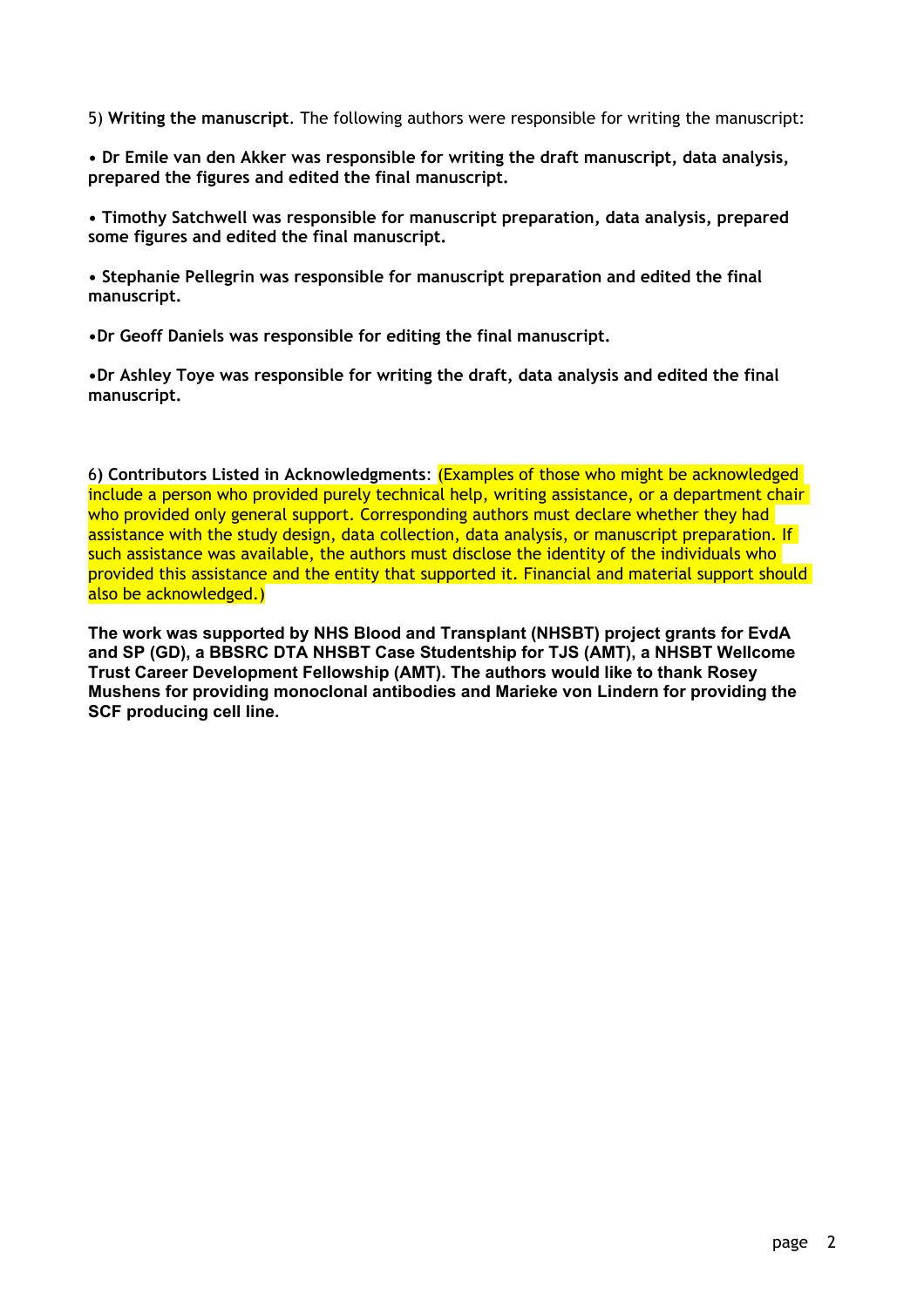5) **Writing the manuscript**. The following authors were responsible for writing the manuscript:

- **Dr Emile van den Akker was responsible for writing the draft manuscript, data analysis, prepared the figures and edited the final manuscript.**

- **Timothy Satchwell was responsible for manuscript preparation, data analysis, prepared some figures and edited the final manuscript.**

- **Stephanie Pellegrin was responsible for manuscript preparation and edited the final manuscript.**

- **Dr Geoff Daniels was responsible for editing the final manuscript.**

- **Dr Ashley Toye was responsible for writing the draft, data analysis and edited the final manuscript.**

6) **Contributors Listed in Acknowledgments**: (Examples of those who might be acknowledged include a person who provided purely technical help, writing assistance, or a department chair who provided only general support. Corresponding authors must declare whether they had assistance with the study design, data collection, data analysis, or manuscript preparation. If such assistance was available, the authors must disclose the identity of the individuals who provided this assistance and the entity that supported it. Financial and material support should also be acknowledged.)

**The work was supported by NHS Blood and Transplant (NHSBT) project grants for EvdA and SP (GD), a BBSRC DTA NHSBT Case Studentship for TJS (AMT), a NHSBT Wellcome Trust Career Development Fellowship (AMT). The authors would like to thank Rosey Mushens for providing monoclonal antibodies and Marieke von Lindern for providing the SCF producing cell line.**